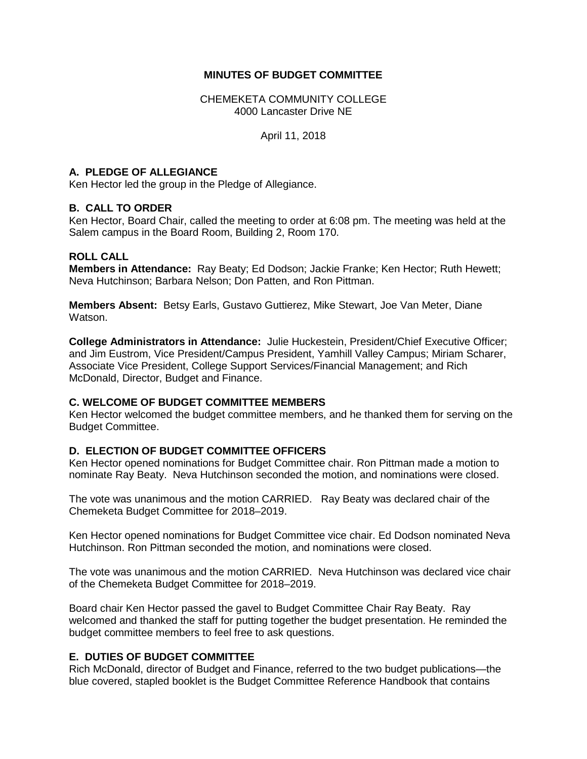# MINUTES OF BUDGET COMMITTEE

CHEMEKETA COMMUNITY COLLEGE
4000 Lancaster Drive NE

April 11, 2018

## A. PLEDGE OF ALLEGIANCE

Ken Hector led the group in the Pledge of Allegiance.

## B. CALL TO ORDER

Ken Hector, Board Chair, called the meeting to order at 6:08 pm. The meeting was held at the Salem campus in the Board Room, Building 2, Room 170.

## ROLL CALL

**Members in Attendance:** Ray Beaty; Ed Dodson; Jackie Franke; Ken Hector; Ruth Hewett; Neva Hutchinson; Barbara Nelson; Don Patten, and Ron Pittman.

**Members Absent:** Betsy Earls, Gustavo Guttierez, Mike Stewart, Joe Van Meter, Diane Watson.

**College Administrators in Attendance:** Julie Huckestein, President/Chief Executive Officer; and Jim Eustrom, Vice President/Campus President, Yamhill Valley Campus; Miriam Scharer, Associate Vice President, College Support Services/Financial Management; and Rich McDonald, Director, Budget and Finance.

## C. WELCOME OF BUDGET COMMITTEE MEMBERS

Ken Hector welcomed the budget committee members, and he thanked them for serving on the Budget Committee.

## D. ELECTION OF BUDGET COMMITTEE OFFICERS

Ken Hector opened nominations for Budget Committee chair. Ron Pittman made a motion to nominate Ray Beaty. Neva Hutchinson seconded the motion, and nominations were closed.

The vote was unanimous and the motion CARRIED. Ray Beaty was declared chair of the Chemeketa Budget Committee for 2018–2019.

Ken Hector opened nominations for Budget Committee vice chair. Ed Dodson nominated Neva Hutchinson. Ron Pittman seconded the motion, and nominations were closed.

The vote was unanimous and the motion CARRIED. Neva Hutchinson was declared vice chair of the Chemeketa Budget Committee for 2018–2019.

Board chair Ken Hector passed the gavel to Budget Committee Chair Ray Beaty. Ray welcomed and thanked the staff for putting together the budget presentation. He reminded the budget committee members to feel free to ask questions.

## E. DUTIES OF BUDGET COMMITTEE

Rich McDonald, director of Budget and Finance, referred to the two budget publications—the blue covered, stapled booklet is the Budget Committee Reference Handbook that contains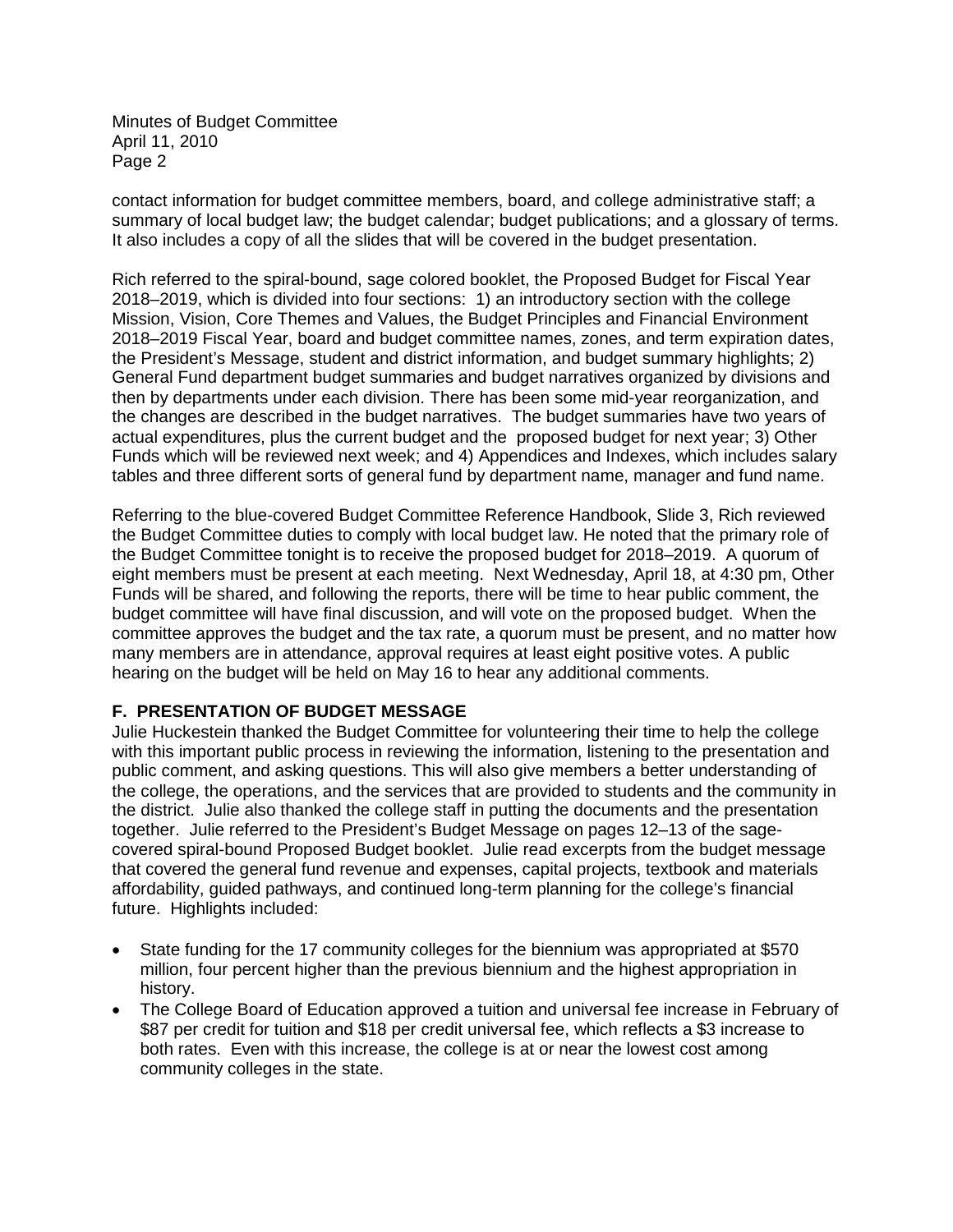contact information for budget committee members, board, and college administrative staff; a summary of local budget law; the budget calendar; budget publications; and a glossary of terms. It also includes a copy of all the slides that will be covered in the budget presentation.

Rich referred to the spiral-bound, sage colored booklet, the Proposed Budget for Fiscal Year 2018–2019, which is divided into four sections: 1) an introductory section with the college Mission, Vision, Core Themes and Values, the Budget Principles and Financial Environment 2018–2019 Fiscal Year, board and budget committee names, zones, and term expiration dates, the President's Message, student and district information, and budget summary highlights; 2) General Fund department budget summaries and budget narratives organized by divisions and then by departments under each division. There has been some mid-year reorganization, and the changes are described in the budget narratives. The budget summaries have two years of actual expenditures, plus the current budget and the proposed budget for next year; 3) Other Funds which will be reviewed next week; and 4) Appendices and Indexes, which includes salary tables and three different sorts of general fund by department name, manager and fund name.

Referring to the blue-covered Budget Committee Reference Handbook, Slide 3, Rich reviewed the Budget Committee duties to comply with local budget law. He noted that the primary role of the Budget Committee tonight is to receive the proposed budget for 2018–2019. A quorum of eight members must be present at each meeting. Next Wednesday, April 18, at 4:30 pm, Other Funds will be shared, and following the reports, there will be time to hear public comment, the budget committee will have final discussion, and will vote on the proposed budget. When the committee approves the budget and the tax rate, a quorum must be present, and no matter how many members are in attendance, approval requires at least eight positive votes. A public hearing on the budget will be held on May 16 to hear any additional comments.

**F. PRESENTATION OF BUDGET MESSAGE**

Julie Huckestein thanked the Budget Committee for volunteering their time to help the college with this important public process in reviewing the information, listening to the presentation and public comment, and asking questions. This will also give members a better understanding of the college, the operations, and the services that are provided to students and the community in the district. Julie also thanked the college staff in putting the documents and the presentation together. Julie referred to the President's Budget Message on pages 12–13 of the sage-covered spiral-bound Proposed Budget booklet. Julie read excerpts from the budget message that covered the general fund revenue and expenses, capital projects, textbook and materials affordability, guided pathways, and continued long-term planning for the college's financial future. Highlights included:

- State funding for the 17 community colleges for the biennium was appropriated at $570 million, four percent higher than the previous biennium and the highest appropriation in history.
- The College Board of Education approved a tuition and universal fee increase in February of $87 per credit for tuition and $18 per credit universal fee, which reflects a $3 increase to both rates. Even with this increase, the college is at or near the lowest cost among community colleges in the state.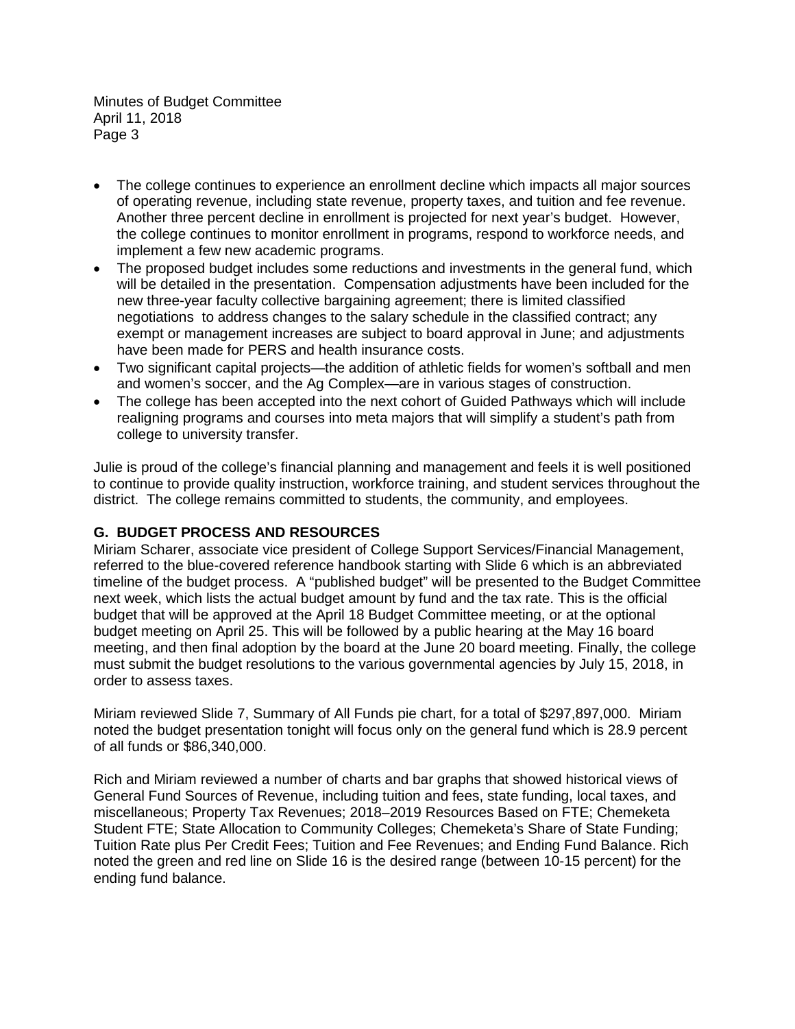- The college continues to experience an enrollment decline which impacts all major sources of operating revenue, including state revenue, property taxes, and tuition and fee revenue. Another three percent decline in enrollment is projected for next year's budget. However, the college continues to monitor enrollment in programs, respond to workforce needs, and implement a few new academic programs.
- The proposed budget includes some reductions and investments in the general fund, which will be detailed in the presentation. Compensation adjustments have been included for the new three-year faculty collective bargaining agreement; there is limited classified negotiations to address changes to the salary schedule in the classified contract; any exempt or management increases are subject to board approval in June; and adjustments have been made for PERS and health insurance costs.
- Two significant capital projects—the addition of athletic fields for women's softball and men and women's soccer, and the Ag Complex—are in various stages of construction.
- The college has been accepted into the next cohort of Guided Pathways which will include realigning programs and courses into meta majors that will simplify a student's path from college to university transfer.

Julie is proud of the college's financial planning and management and feels it is well positioned to continue to provide quality instruction, workforce training, and student services throughout the district. The college remains committed to students, the community, and employees.

## G. BUDGET PROCESS AND RESOURCES

Miriam Scharer, associate vice president of College Support Services/Financial Management, referred to the blue-covered reference handbook starting with Slide 6 which is an abbreviated timeline of the budget process. A "published budget" will be presented to the Budget Committee next week, which lists the actual budget amount by fund and the tax rate. This is the official budget that will be approved at the April 18 Budget Committee meeting, or at the optional budget meeting on April 25. This will be followed by a public hearing at the May 16 board meeting, and then final adoption by the board at the June 20 board meeting. Finally, the college must submit the budget resolutions to the various governmental agencies by July 15, 2018, in order to assess taxes.

Miriam reviewed Slide 7, Summary of All Funds pie chart, for a total of $297,897,000. Miriam noted the budget presentation tonight will focus only on the general fund which is 28.9 percent of all funds or $86,340,000.

Rich and Miriam reviewed a number of charts and bar graphs that showed historical views of General Fund Sources of Revenue, including tuition and fees, state funding, local taxes, and miscellaneous; Property Tax Revenues; 2018–2019 Resources Based on FTE; Chemeketa Student FTE; State Allocation to Community Colleges; Chemeketa's Share of State Funding; Tuition Rate plus Per Credit Fees; Tuition and Fee Revenues; and Ending Fund Balance. Rich noted the green and red line on Slide 16 is the desired range (between 10-15 percent) for the ending fund balance.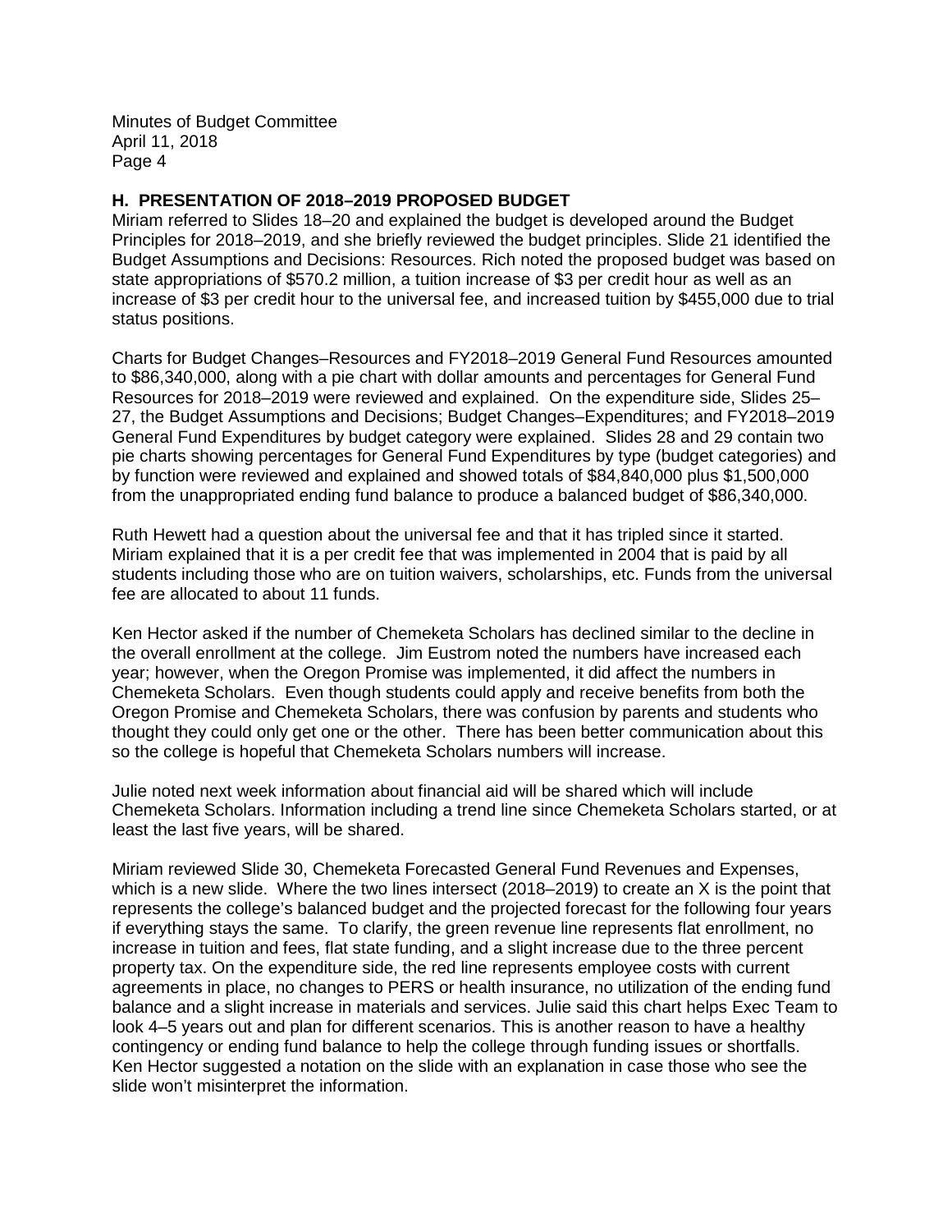## H. PRESENTATION OF 2018–2019 PROPOSED BUDGET

Miriam referred to Slides 18–20 and explained the budget is developed around the Budget Principles for 2018–2019, and she briefly reviewed the budget principles. Slide 21 identified the Budget Assumptions and Decisions: Resources. Rich noted the proposed budget was based on state appropriations of $570.2 million, a tuition increase of $3 per credit hour as well as an increase of $3 per credit hour to the universal fee, and increased tuition by $455,000 due to trial status positions.

Charts for Budget Changes–Resources and FY2018–2019 General Fund Resources amounted to $86,340,000, along with a pie chart with dollar amounts and percentages for General Fund Resources for 2018–2019 were reviewed and explained. On the expenditure side, Slides 25–27, the Budget Assumptions and Decisions; Budget Changes–Expenditures; and FY2018–2019 General Fund Expenditures by budget category were explained. Slides 28 and 29 contain two pie charts showing percentages for General Fund Expenditures by type (budget categories) and by function were reviewed and explained and showed totals of $84,840,000 plus $1,500,000 from the unappropriated ending fund balance to produce a balanced budget of $86,340,000.

Ruth Hewett had a question about the universal fee and that it has tripled since it started. Miriam explained that it is a per credit fee that was implemented in 2004 that is paid by all students including those who are on tuition waivers, scholarships, etc. Funds from the universal fee are allocated to about 11 funds.

Ken Hector asked if the number of Chemeketa Scholars has declined similar to the decline in the overall enrollment at the college. Jim Eustrom noted the numbers have increased each year; however, when the Oregon Promise was implemented, it did affect the numbers in Chemeketa Scholars. Even though students could apply and receive benefits from both the Oregon Promise and Chemeketa Scholars, there was confusion by parents and students who thought they could only get one or the other. There has been better communication about this so the college is hopeful that Chemeketa Scholars numbers will increase.

Julie noted next week information about financial aid will be shared which will include Chemeketa Scholars. Information including a trend line since Chemeketa Scholars started, or at least the last five years, will be shared.

Miriam reviewed Slide 30, Chemeketa Forecasted General Fund Revenues and Expenses, which is a new slide. Where the two lines intersect (2018–2019) to create an X is the point that represents the college's balanced budget and the projected forecast for the following four years if everything stays the same. To clarify, the green revenue line represents flat enrollment, no increase in tuition and fees, flat state funding, and a slight increase due to the three percent property tax. On the expenditure side, the red line represents employee costs with current agreements in place, no changes to PERS or health insurance, no utilization of the ending fund balance and a slight increase in materials and services. Julie said this chart helps Exec Team to look 4–5 years out and plan for different scenarios. This is another reason to have a healthy contingency or ending fund balance to help the college through funding issues or shortfalls. Ken Hector suggested a notation on the slide with an explanation in case those who see the slide won't misinterpret the information.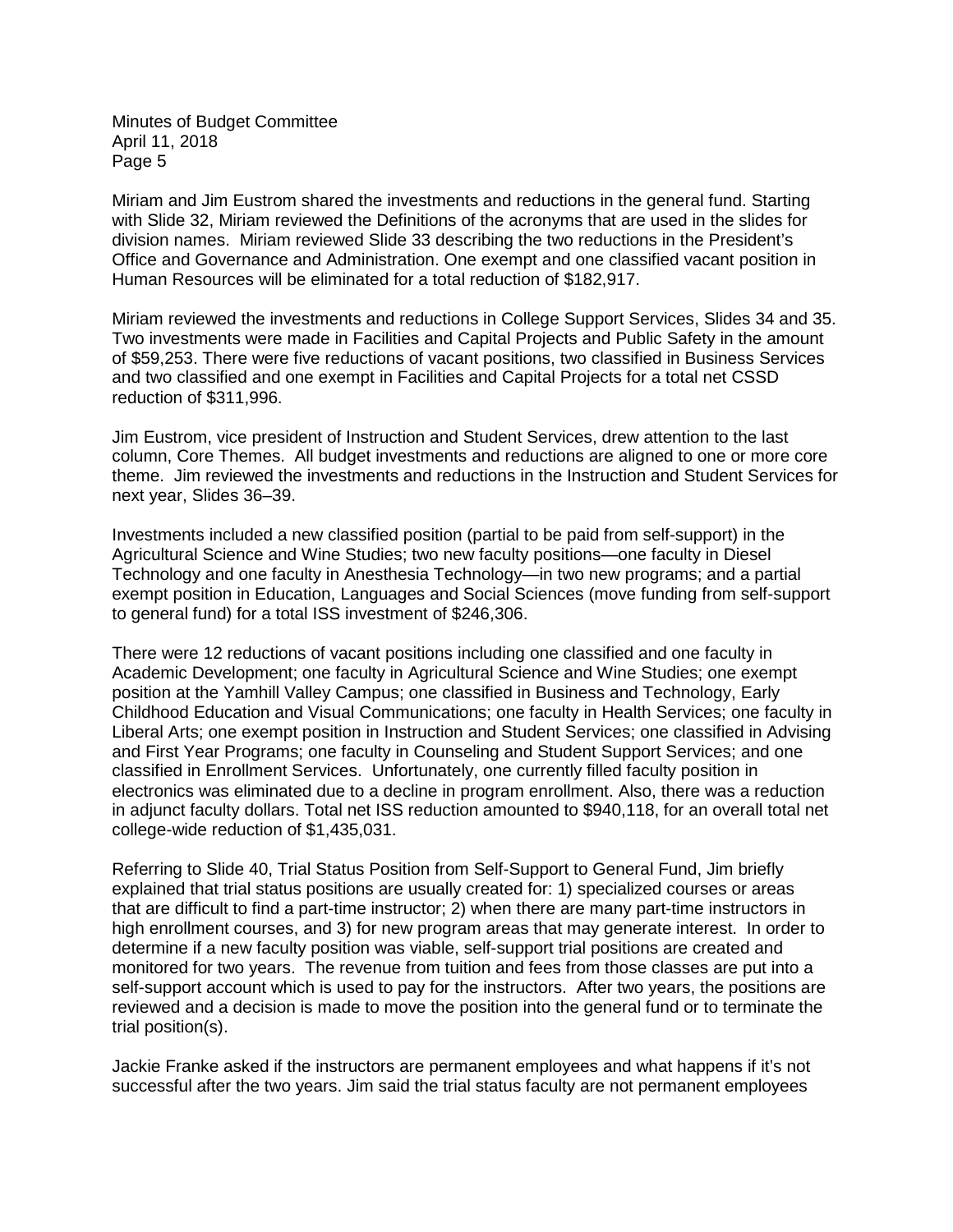Miriam and Jim Eustrom shared the investments and reductions in the general fund. Starting with Slide 32, Miriam reviewed the Definitions of the acronyms that are used in the slides for division names. Miriam reviewed Slide 33 describing the two reductions in the President's Office and Governance and Administration. One exempt and one classified vacant position in Human Resources will be eliminated for a total reduction of $182,917.

Miriam reviewed the investments and reductions in College Support Services, Slides 34 and 35. Two investments were made in Facilities and Capital Projects and Public Safety in the amount of $59,253. There were five reductions of vacant positions, two classified in Business Services and two classified and one exempt in Facilities and Capital Projects for a total net CSSD reduction of $311,996.

Jim Eustrom, vice president of Instruction and Student Services, drew attention to the last column, Core Themes. All budget investments and reductions are aligned to one or more core theme. Jim reviewed the investments and reductions in the Instruction and Student Services for next year, Slides 36–39.

Investments included a new classified position (partial to be paid from self-support) in the Agricultural Science and Wine Studies; two new faculty positions—one faculty in Diesel Technology and one faculty in Anesthesia Technology—in two new programs; and a partial exempt position in Education, Languages and Social Sciences (move funding from self-support to general fund) for a total ISS investment of $246,306.

There were 12 reductions of vacant positions including one classified and one faculty in Academic Development; one faculty in Agricultural Science and Wine Studies; one exempt position at the Yamhill Valley Campus; one classified in Business and Technology, Early Childhood Education and Visual Communications; one faculty in Health Services; one faculty in Liberal Arts; one exempt position in Instruction and Student Services; one classified in Advising and First Year Programs; one faculty in Counseling and Student Support Services; and one classified in Enrollment Services. Unfortunately, one currently filled faculty position in electronics was eliminated due to a decline in program enrollment. Also, there was a reduction in adjunct faculty dollars. Total net ISS reduction amounted to $940,118, for an overall total net college-wide reduction of $1,435,031.

Referring to Slide 40, Trial Status Position from Self-Support to General Fund, Jim briefly explained that trial status positions are usually created for: 1) specialized courses or areas that are difficult to find a part-time instructor; 2) when there are many part-time instructors in high enrollment courses, and 3) for new program areas that may generate interest. In order to determine if a new faculty position was viable, self-support trial positions are created and monitored for two years. The revenue from tuition and fees from those classes are put into a self-support account which is used to pay for the instructors. After two years, the positions are reviewed and a decision is made to move the position into the general fund or to terminate the trial position(s).

Jackie Franke asked if the instructors are permanent employees and what happens if it's not successful after the two years. Jim said the trial status faculty are not permanent employees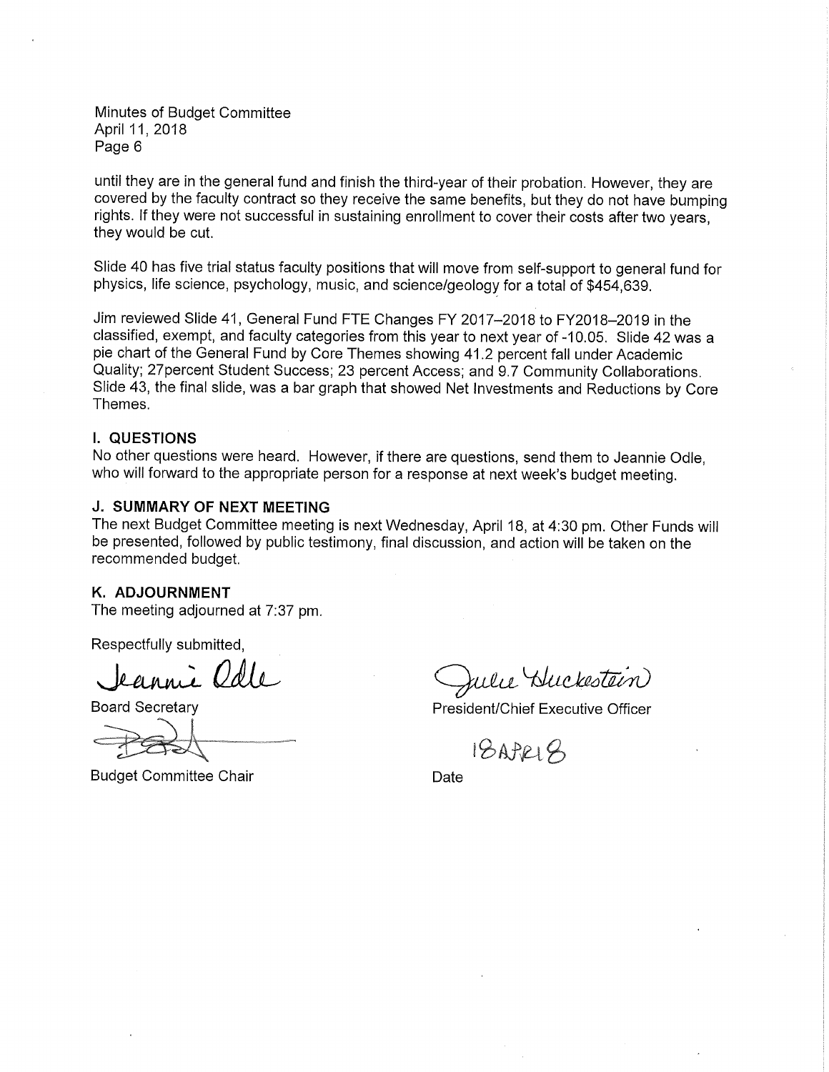until they are in the general fund and finish the third-year of their probation. However, they are covered by the faculty contract so they receive the same benefits, but they do not have bumping rights. If they were not successful in sustaining enrollment to cover their costs after two years, they would be cut.

Slide 40 has five trial status faculty positions that will move from self-support to general fund for physics, life science, psychology, music, and science/geology for a total of $454,639.

Jim reviewed Slide 41, General Fund FTE Changes FY 2017–2018 to FY2018–2019 in the classified, exempt, and faculty categories from this year to next year of -10.05. Slide 42 was a pie chart of the General Fund by Core Themes showing 41.2 percent fall under Academic Quality; 27percent Student Success; 23 percent Access; and 9.7 Community Collaborations. Slide 43, the final slide, was a bar graph that showed Net Investments and Reductions by Core Themes.

## I. QUESTIONS

No other questions were heard. However, if there are questions, send them to Jeannie Odle, who will forward to the appropriate person for a response at next week's budget meeting.

## J. SUMMARY OF NEXT MEETING

The next Budget Committee meeting is next Wednesday, April 18, at 4:30 pm. Other Funds will be presented, followed by public testimony, final discussion, and action will be taken on the recommended budget.

## K. ADJOURNMENT

The meeting adjourned at 7:37 pm.

Respectfully submitted,

Jeannie Odle

Board Secretary

Budget Committee Chair

Julie Huckestein

President/Chief Executive Officer

18APR18

Date